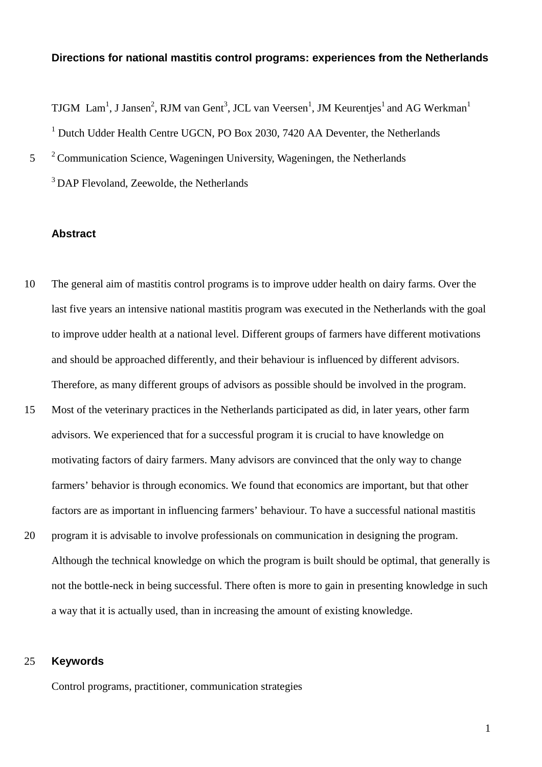# Directions for national mastitis control programs: experiences from the Netherlands

TJGM Lam[1], J Jansen[2], RJM van Gent[3], JCL van Veersen[1], JM Keurentjes[1] and AG Werkman[1]

[1] Dutch Udder Health Centre UGCN, PO Box 2030, 7420 AA Deventer, the Netherlands

[2] Communication Science, Wageningen University, Wageningen, the Netherlands

[3] DAP Flevoland, Zeewolde, the Netherlands

## Abstract

The general aim of mastitis control programs is to improve udder health on dairy farms. Over the last five years an intensive national mastitis program was executed in the Netherlands with the goal to improve udder health at a national level. Different groups of farmers have different motivations and should be approached differently, and their behaviour is influenced by different advisors. Therefore, as many different groups of advisors as possible should be involved in the program. Most of the veterinary practices in the Netherlands participated as did, in later years, other farm advisors. We experienced that for a successful program it is crucial to have knowledge on motivating factors of dairy farmers. Many advisors are convinced that the only way to change farmers' behavior is through economics. We found that economics are important, but that other factors are as important in influencing farmers' behaviour. To have a successful national mastitis program it is advisable to involve professionals on communication in designing the program. Although the technical knowledge on which the program is built should be optimal, that generally is not the bottle-neck in being successful. There often is more to gain in presenting knowledge in such a way that it is actually used, than in increasing the amount of existing knowledge.

## Keywords

Control programs, practitioner, communication strategies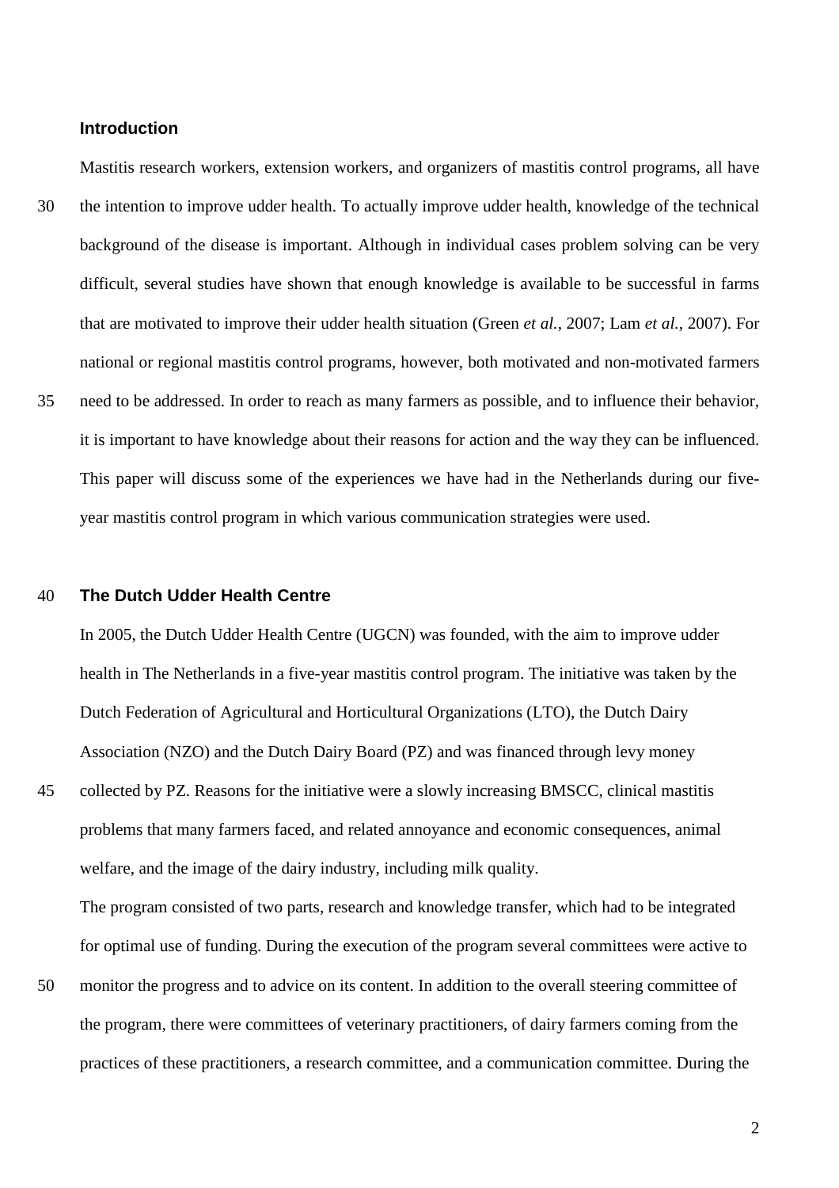## Introduction

Mastitis research workers, extension workers, and organizers of mastitis control programs, all have the intention to improve udder health. To actually improve udder health, knowledge of the technical background of the disease is important. Although in individual cases problem solving can be very difficult, several studies have shown that enough knowledge is available to be successful in farms that are motivated to improve their udder health situation (Green *et al.*, 2007; Lam *et al.*, 2007). For national or regional mastitis control programs, however, both motivated and non-motivated farmers need to be addressed. In order to reach as many farmers as possible, and to influence their behavior, it is important to have knowledge about their reasons for action and the way they can be influenced. This paper will discuss some of the experiences we have had in the Netherlands during our five-year mastitis control program in which various communication strategies were used.

## The Dutch Udder Health Centre

In 2005, the Dutch Udder Health Centre (UGCN) was founded, with the aim to improve udder health in The Netherlands in a five-year mastitis control program. The initiative was taken by the Dutch Federation of Agricultural and Horticultural Organizations (LTO), the Dutch Dairy Association (NZO) and the Dutch Dairy Board (PZ) and was financed through levy money collected by PZ. Reasons for the initiative were a slowly increasing BMSCC, clinical mastitis problems that many farmers faced, and related annoyance and economic consequences, animal welfare, and the image of the dairy industry, including milk quality.

The program consisted of two parts, research and knowledge transfer, which had to be integrated for optimal use of funding. During the execution of the program several committees were active to monitor the progress and to advice on its content. In addition to the overall steering committee of the program, there were committees of veterinary practitioners, of dairy farmers coming from the practices of these practitioners, a research committee, and a communication committee. During the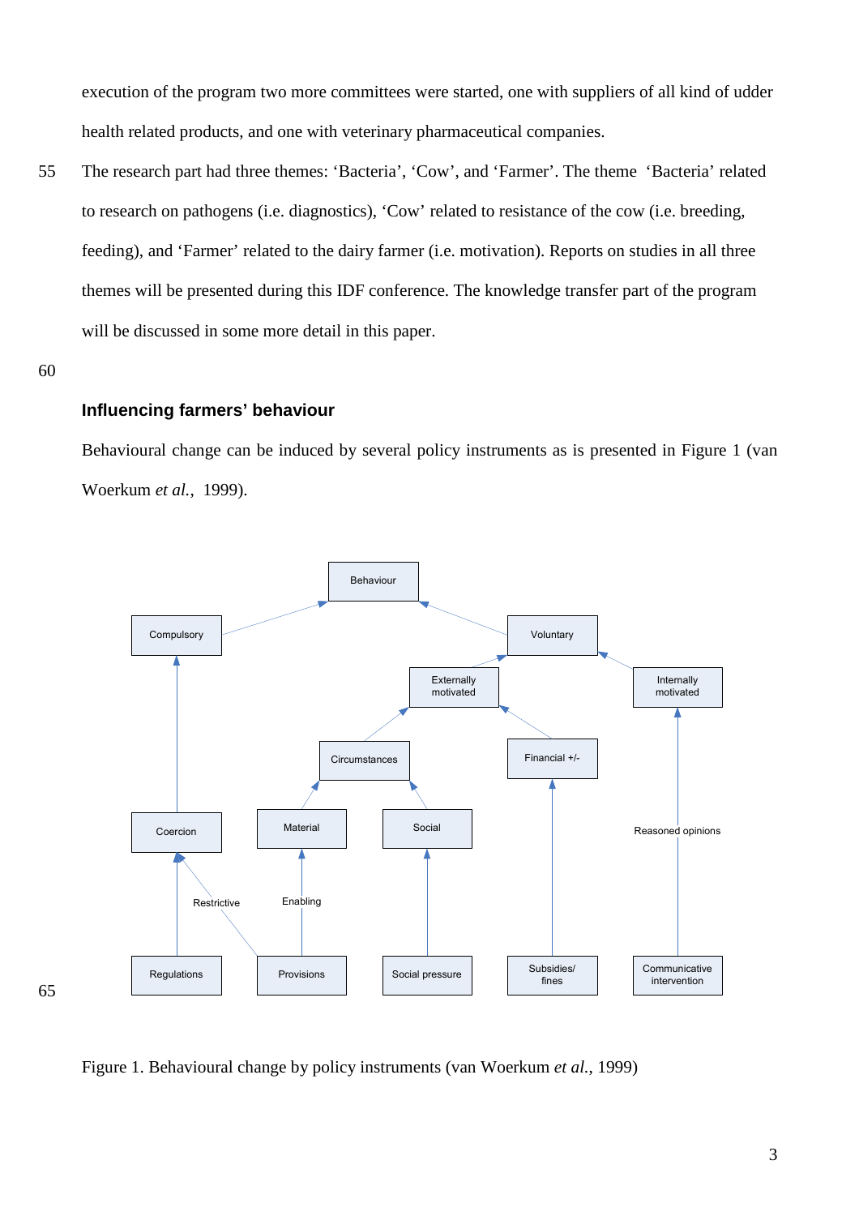execution of the program two more committees were started, one with suppliers of all kind of udder health related products, and one with veterinary pharmaceutical companies.

The research part had three themes: ‘Bacteria’, ‘Cow’, and ‘Farmer’. The theme ‘Bacteria’ related to research on pathogens (i.e. diagnostics), ‘Cow’ related to resistance of the cow (i.e. breeding, feeding), and ‘Farmer’ related to the dairy farmer (i.e. motivation). Reports on studies in all three themes will be presented during this IDF conference. The knowledge transfer part of the program will be discussed in some more detail in this paper.

## Influencing farmers’ behaviour

Behavioural change can be induced by several policy instruments as is presented in Figure 1 (van Woerkum *et al.*, 1999).

Figure 1. Behavioural change by policy instruments (van Woerkum *et al.*, 1999)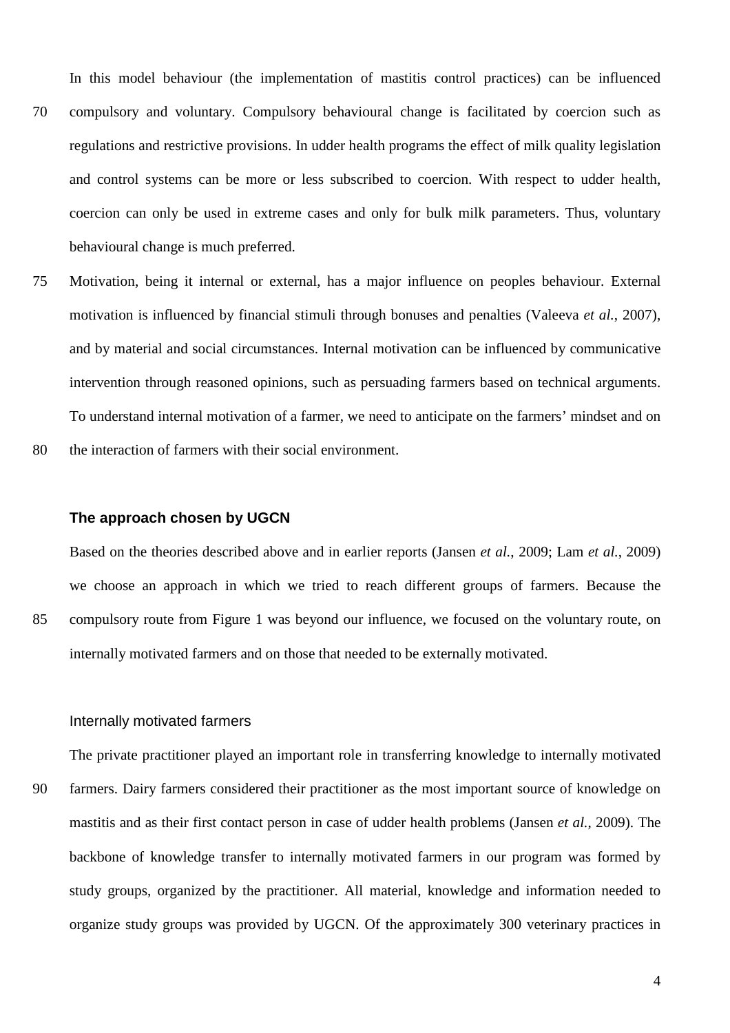In this model behaviour (the implementation of mastitis control practices) can be influenced compulsory and voluntary. Compulsory behavioural change is facilitated by coercion such as regulations and restrictive provisions. In udder health programs the effect of milk quality legislation and control systems can be more or less subscribed to coercion. With respect to udder health, coercion can only be used in extreme cases and only for bulk milk parameters. Thus, voluntary behavioural change is much preferred.

Motivation, being it internal or external, has a major influence on peoples behaviour. External motivation is influenced by financial stimuli through bonuses and penalties (Valeeva *et al.*, 2007), and by material and social circumstances. Internal motivation can be influenced by communicative intervention through reasoned opinions, such as persuading farmers based on technical arguments. To understand internal motivation of a farmer, we need to anticipate on the farmers' mindset and on the interaction of farmers with their social environment.

## The approach chosen by UGCN

Based on the theories described above and in earlier reports (Jansen *et al.*, 2009; Lam *et al.*, 2009) we choose an approach in which we tried to reach different groups of farmers. Because the compulsory route from Figure 1 was beyond our influence, we focused on the voluntary route, on internally motivated farmers and on those that needed to be externally motivated.

### Internally motivated farmers

The private practitioner played an important role in transferring knowledge to internally motivated farmers. Dairy farmers considered their practitioner as the most important source of knowledge on mastitis and as their first contact person in case of udder health problems (Jansen *et al.*, 2009). The backbone of knowledge transfer to internally motivated farmers in our program was formed by study groups, organized by the practitioner. All material, knowledge and information needed to organize study groups was provided by UGCN. Of the approximately 300 veterinary practices in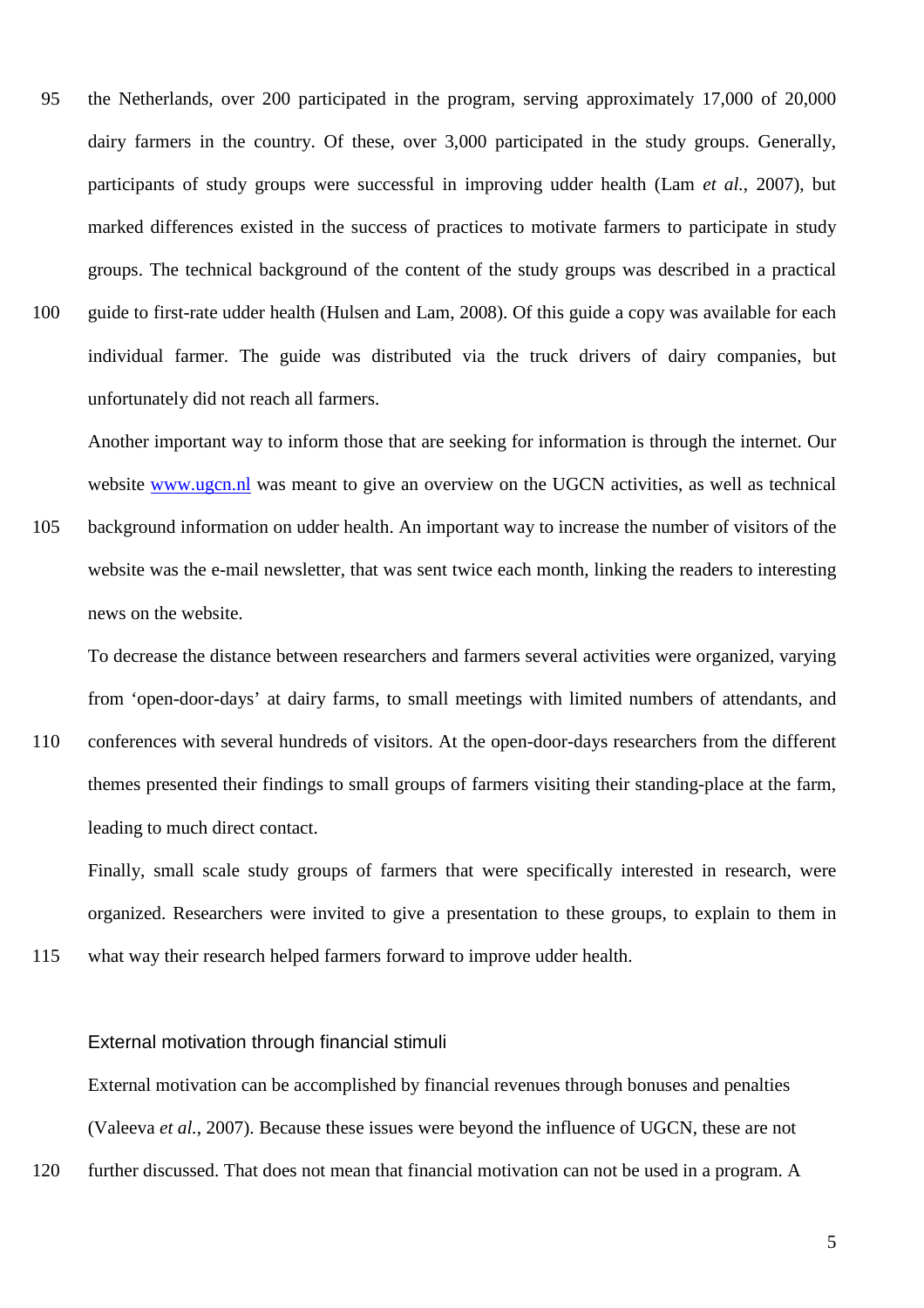the Netherlands, over 200 participated in the program, serving approximately 17,000 of 20,000 dairy farmers in the country. Of these, over 3,000 participated in the study groups. Generally, participants of study groups were successful in improving udder health (Lam *et al.*, 2007), but marked differences existed in the success of practices to motivate farmers to participate in study groups. The technical background of the content of the study groups was described in a practical guide to first-rate udder health (Hulsen and Lam, 2008). Of this guide a copy was available for each individual farmer. The guide was distributed via the truck drivers of dairy companies, but unfortunately did not reach all farmers.

Another important way to inform those that are seeking for information is through the internet. Our website [www.ugcn.nl](http://www.ugcn.nl) was meant to give an overview on the UGCN activities, as well as technical background information on udder health. An important way to increase the number of visitors of the website was the e-mail newsletter, that was sent twice each month, linking the readers to interesting news on the website.

To decrease the distance between researchers and farmers several activities were organized, varying from 'open-door-days' at dairy farms, to small meetings with limited numbers of attendants, and conferences with several hundreds of visitors. At the open-door-days researchers from the different themes presented their findings to small groups of farmers visiting their standing-place at the farm, leading to much direct contact.

Finally, small scale study groups of farmers that were specifically interested in research, were organized. Researchers were invited to give a presentation to these groups, to explain to them in what way their research helped farmers forward to improve udder health.

## External motivation through financial stimuli

External motivation can be accomplished by financial revenues through bonuses and penalties (Valeeva *et al.*, 2007). Because these issues were beyond the influence of UGCN, these are not further discussed. That does not mean that financial motivation can not be used in a program. A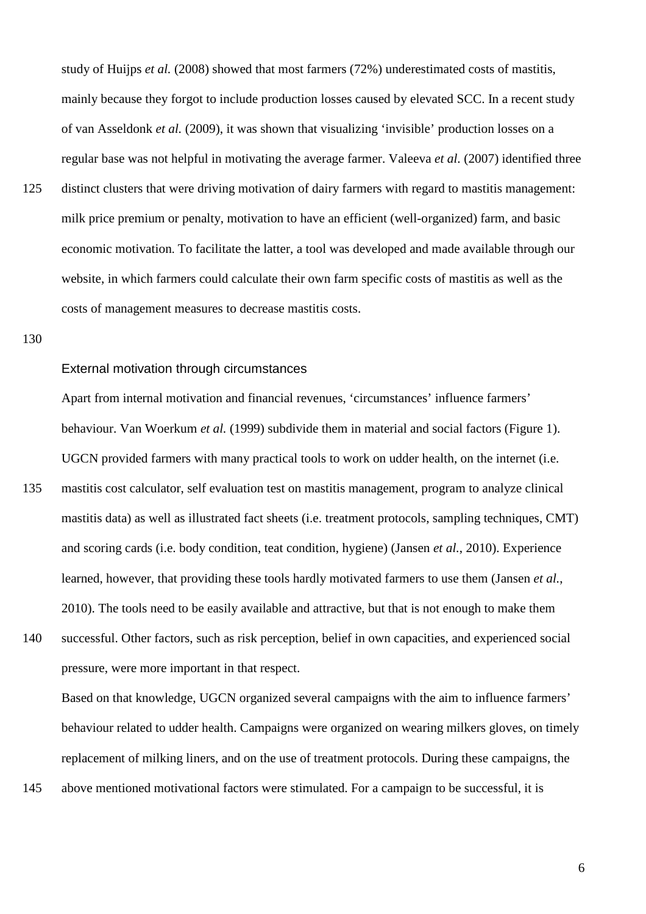study of Huijps *et al.* (2008) showed that most farmers (72%) underestimated costs of mastitis, mainly because they forgot to include production losses caused by elevated SCC. In a recent study of van Asseldonk *et al.* (2009), it was shown that visualizing 'invisible' production losses on a regular base was not helpful in motivating the average farmer. Valeeva *et al.* (2007) identified three distinct clusters that were driving motivation of dairy farmers with regard to mastitis management: milk price premium or penalty, motivation to have an efficient (well-organized) farm, and basic economic motivation. To facilitate the latter, a tool was developed and made available through our website, in which farmers could calculate their own farm specific costs of mastitis as well as the costs of management measures to decrease mastitis costs.

### External motivation through circumstances

Apart from internal motivation and financial revenues, 'circumstances' influence farmers' behaviour. Van Woerkum *et al.* (1999) subdivide them in material and social factors (Figure 1). UGCN provided farmers with many practical tools to work on udder health, on the internet (i.e. mastitis cost calculator, self evaluation test on mastitis management, program to analyze clinical mastitis data) as well as illustrated fact sheets (i.e. treatment protocols, sampling techniques, CMT) and scoring cards (i.e. body condition, teat condition, hygiene) (Jansen *et al.*, 2010). Experience learned, however, that providing these tools hardly motivated farmers to use them (Jansen *et al.*, 2010). The tools need to be easily available and attractive, but that is not enough to make them successful. Other factors, such as risk perception, belief in own capacities, and experienced social pressure, were more important in that respect.

Based on that knowledge, UGCN organized several campaigns with the aim to influence farmers' behaviour related to udder health. Campaigns were organized on wearing milkers gloves, on timely replacement of milking liners, and on the use of treatment protocols. During these campaigns, the above mentioned motivational factors were stimulated. For a campaign to be successful, it is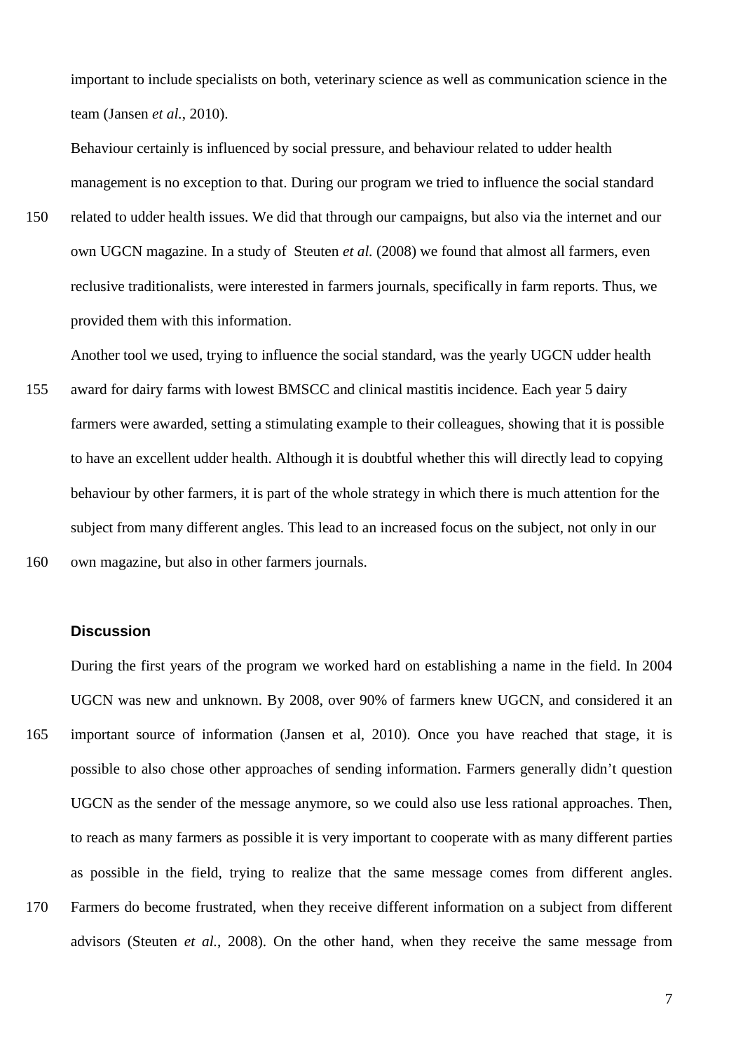important to include specialists on both, veterinary science as well as communication science in the team (Jansen *et al.*, 2010).

Behaviour certainly is influenced by social pressure, and behaviour related to udder health management is no exception to that. During our program we tried to influence the social standard related to udder health issues. We did that through our campaigns, but also via the internet and our own UGCN magazine. In a study of Steuten *et al.* (2008) we found that almost all farmers, even reclusive traditionalists, were interested in farmers journals, specifically in farm reports. Thus, we provided them with this information.

Another tool we used, trying to influence the social standard, was the yearly UGCN udder health award for dairy farms with lowest BMSCC and clinical mastitis incidence. Each year 5 dairy farmers were awarded, setting a stimulating example to their colleagues, showing that it is possible to have an excellent udder health. Although it is doubtful whether this will directly lead to copying behaviour by other farmers, it is part of the whole strategy in which there is much attention for the subject from many different angles. This lead to an increased focus on the subject, not only in our own magazine, but also in other farmers journals.

### Discussion

During the first years of the program we worked hard on establishing a name in the field. In 2004 UGCN was new and unknown. By 2008, over 90% of farmers knew UGCN, and considered it an important source of information (Jansen et al, 2010). Once you have reached that stage, it is possible to also chose other approaches of sending information. Farmers generally didn't question UGCN as the sender of the message anymore, so we could also use less rational approaches. Then, to reach as many farmers as possible it is very important to cooperate with as many different parties as possible in the field, trying to realize that the same message comes from different angles. Farmers do become frustrated, when they receive different information on a subject from different advisors (Steuten *et al.*, 2008). On the other hand, when they receive the same message from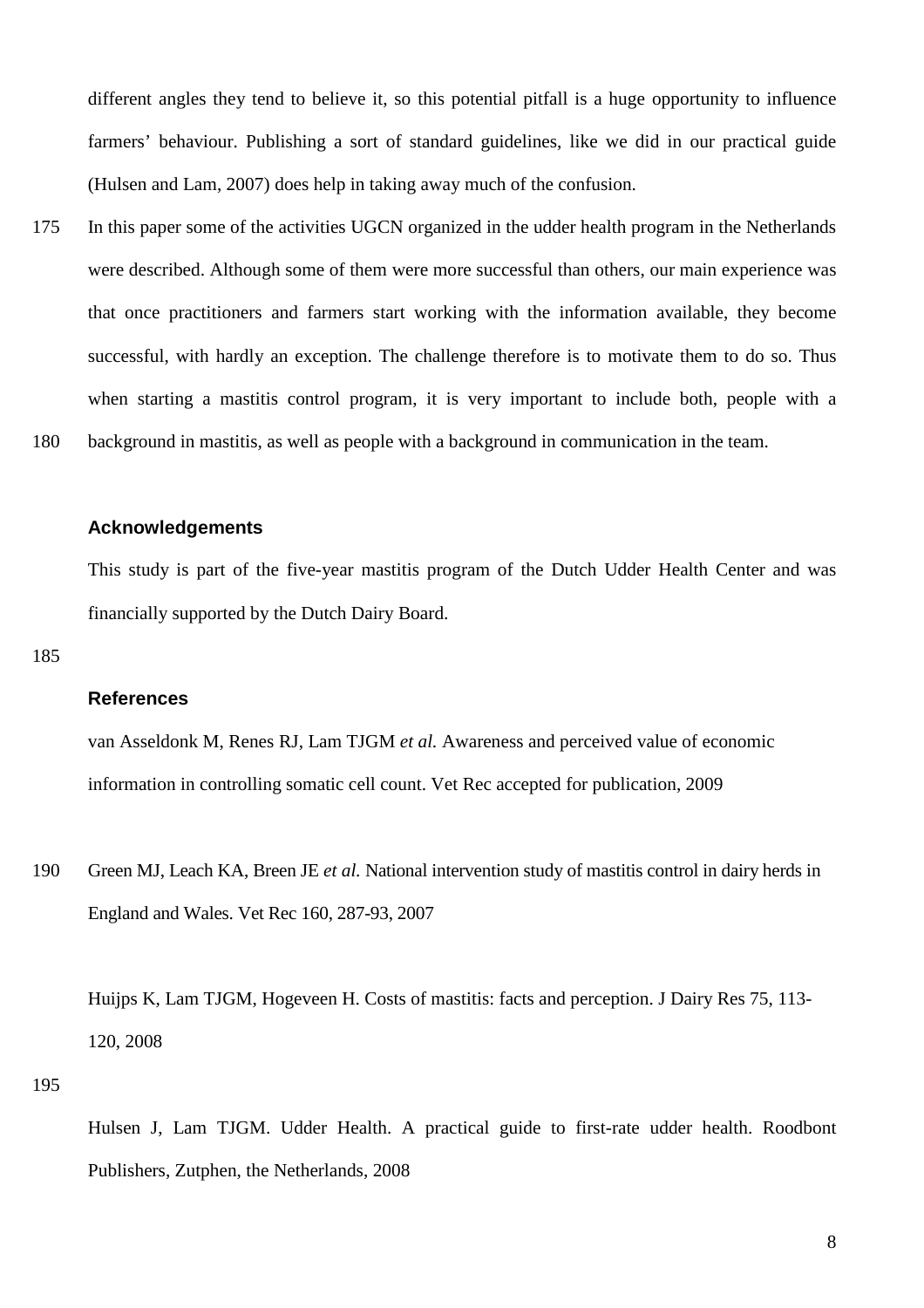different angles they tend to believe it, so this potential pitfall is a huge opportunity to influence farmers' behaviour. Publishing a sort of standard guidelines, like we did in our practical guide (Hulsen and Lam, 2007) does help in taking away much of the confusion.

In this paper some of the activities UGCN organized in the udder health program in the Netherlands were described. Although some of them were more successful than others, our main experience was that once practitioners and farmers start working with the information available, they become successful, with hardly an exception. The challenge therefore is to motivate them to do so. Thus when starting a mastitis control program, it is very important to include both, people with a background in mastitis, as well as people with a background in communication in the team.

## Acknowledgements

This study is part of the five-year mastitis program of the Dutch Udder Health Center and was financially supported by the Dutch Dairy Board.

## References

van Asseldonk M, Renes RJ, Lam TJGM *et al.* Awareness and perceived value of economic information in controlling somatic cell count. Vet Rec accepted for publication, 2009

Green MJ, Leach KA, Breen JE *et al.* National intervention study of mastitis control in dairy herds in England and Wales. Vet Rec 160, 287-93, 2007

Huijps K, Lam TJGM, Hogeveen H. Costs of mastitis: facts and perception. J Dairy Res 75, 113-120, 2008

Hulsen J, Lam TJGM. Udder Health. A practical guide to first-rate udder health. Roodbont Publishers, Zutphen, the Netherlands, 2008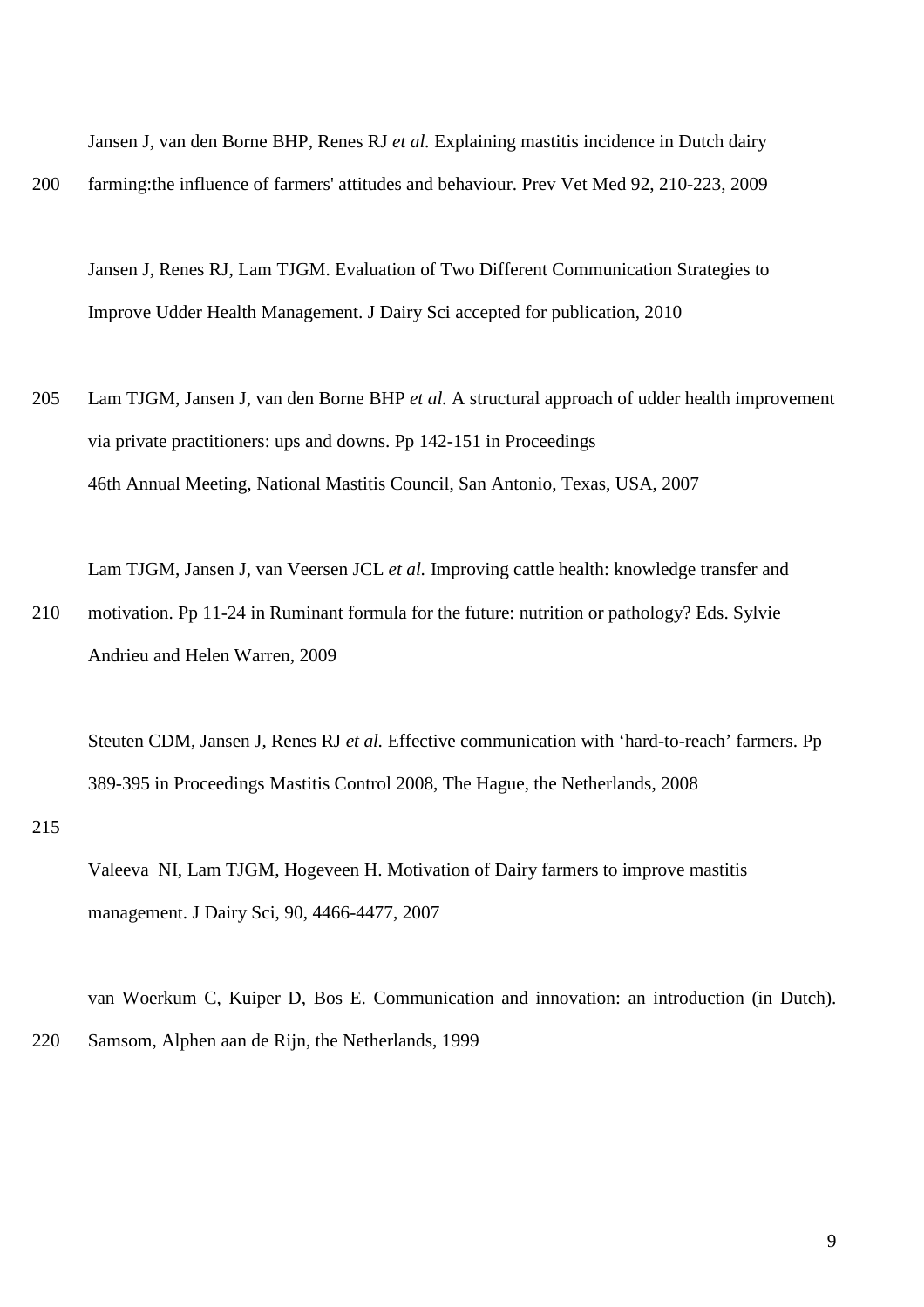Jansen J, van den Borne BHP, Renes RJ *et al.* Explaining mastitis incidence in Dutch dairy farming:the influence of farmers' attitudes and behaviour. Prev Vet Med 92, 210-223, 2009

Jansen J, Renes RJ, Lam TJGM. Evaluation of Two Different Communication Strategies to Improve Udder Health Management. J Dairy Sci accepted for publication, 2010

Lam TJGM, Jansen J, van den Borne BHP *et al.* A structural approach of udder health improvement via private practitioners: ups and downs. Pp 142-151 in Proceedings 46th Annual Meeting, National Mastitis Council, San Antonio, Texas, USA, 2007

Lam TJGM, Jansen J, van Veersen JCL *et al.* Improving cattle health: knowledge transfer and motivation. Pp 11-24 in Ruminant formula for the future: nutrition or pathology? Eds. Sylvie Andrieu and Helen Warren, 2009

Steuten CDM, Jansen J, Renes RJ *et al.* Effective communication with 'hard-to-reach' farmers. Pp 389-395 in Proceedings Mastitis Control 2008, The Hague, the Netherlands, 2008

Valeeva NI, Lam TJGM, Hogeveen H. Motivation of Dairy farmers to improve mastitis management. J Dairy Sci, 90, 4466-4477, 2007

van Woerkum C, Kuiper D, Bos E. Communication and innovation: an introduction (in Dutch). Samsom, Alphen aan de Rijn, the Netherlands, 1999